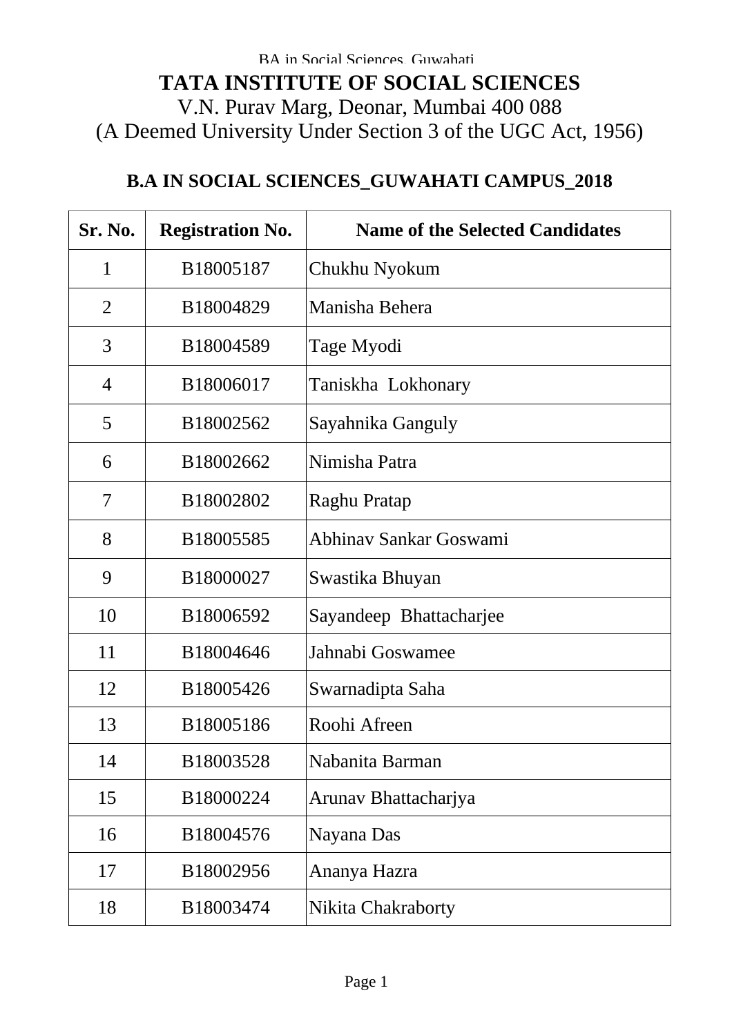# TATA INSTITUTE OF SOCIAL SCIENCES

V.N. Purav Marg, Deonar, Mumbai 400 088

(A Deemed University Under Section 3 of the UGC Act, 1956)

## B.A IN SOCIAL SCIENCES_GUWAHATI CAMPUS_2018

| Sr. No. | Registration No. | Name of the Selected Candidates |
|---|---|---|
| 1 | B18005187 | Chukhu Nyokum |
| 2 | B18004829 | Manisha Behera |
| 3 | B18004589 | Tage Myodi |
| 4 | B18006017 | Taniskha  Lokhonary |
| 5 | B18002562 | Sayahnika Ganguly |
| 6 | B18002662 | Nimisha Patra |
| 7 | B18002802 | Raghu Pratap |
| 8 | B18005585 | Abhinav Sankar Goswami |
| 9 | B18000027 | Swastika Bhuyan |
| 10 | B18006592 | Sayandeep  Bhattacharjee |
| 11 | B18004646 | Jahnabi Goswamee |
| 12 | B18005426 | Swarnadipta Saha |
| 13 | B18005186 | Roohi Afreen |
| 14 | B18003528 | Nabanita Barman |
| 15 | B18000224 | Arunav Bhattacharjya |
| 16 | B18004576 | Nayana Das |
| 17 | B18002956 | Ananya Hazra |
| 18 | B18003474 | Nikita Chakraborty |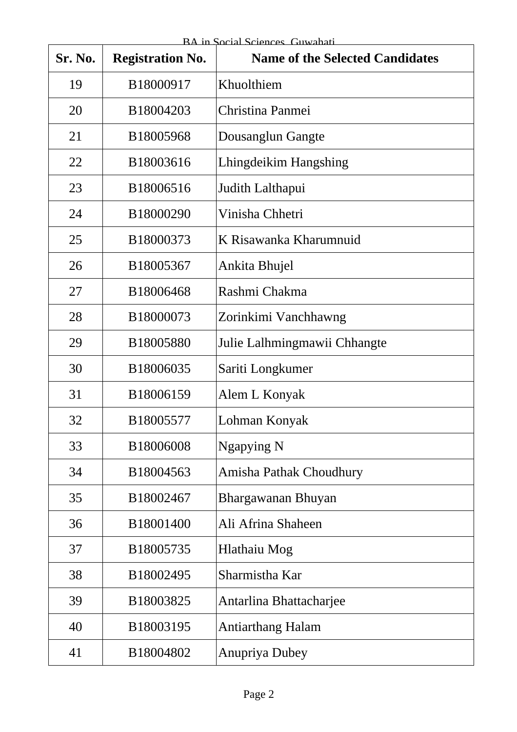BA in Social Sciences, Guwahati

| Sr. No. | Registration No. | Name of the Selected Candidates |
|---|---|---|
| 19 | B18000917 | Khuolthiem |
| 20 | B18004203 | Christina Panmei |
| 21 | B18005968 | Dousanglun Gangte |
| 22 | B18003616 | Lhingdeikim Hangshing |
| 23 | B18006516 | Judith Lalthapui |
| 24 | B18000290 | Vinisha Chhetri |
| 25 | B18000373 | K Risawanka Kharumnuid |
| 26 | B18005367 | Ankita Bhujel |
| 27 | B18006468 | Rashmi Chakma |
| 28 | B18000073 | Zorinkimi Vanchhawng |
| 29 | B18005880 | Julie Lalhmingmawii Chhangte |
| 30 | B18006035 | Sariti Longkumer |
| 31 | B18006159 | Alem L Konyak |
| 32 | B18005577 | Lohman Konyak |
| 33 | B18006008 | Ngapying N |
| 34 | B18004563 | Amisha Pathak Choudhury |
| 35 | B18002467 | Bhargawanan Bhuyan |
| 36 | B18001400 | Ali Afrina Shaheen |
| 37 | B18005735 | Hlathaiu Mog |
| 38 | B18002495 | Sharmistha Kar |
| 39 | B18003825 | Antarlina Bhattacharjee |
| 40 | B18003195 | Antiarthang Halam |
| 41 | B18004802 | Anupriya Dubey |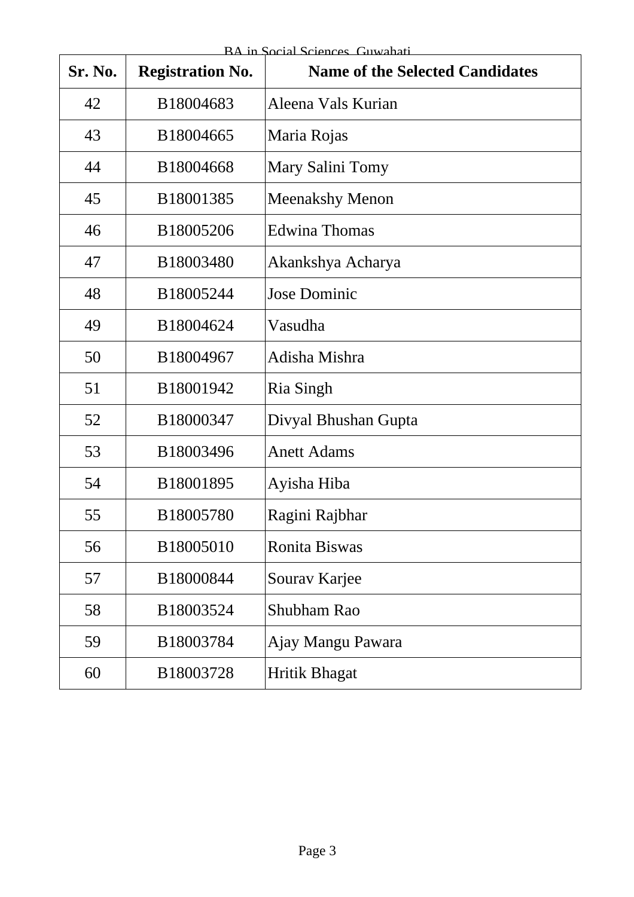BA in Social Sciences, Guwahati

| Sr. No. | Registration No. | Name of the Selected Candidates |
|---|---|---|
| 42 | B18004683 | Aleena Vals Kurian |
| 43 | B18004665 | Maria Rojas |
| 44 | B18004668 | Mary Salini Tomy |
| 45 | B18001385 | Meenakshy Menon |
| 46 | B18005206 | Edwina Thomas |
| 47 | B18003480 | Akankshya Acharya |
| 48 | B18005244 | Jose Dominic |
| 49 | B18004624 | Vasudha |
| 50 | B18004967 | Adisha Mishra |
| 51 | B18001942 | Ria Singh |
| 52 | B18000347 | Divyal Bhushan Gupta |
| 53 | B18003496 | Anett Adams |
| 54 | B18001895 | Ayisha Hiba |
| 55 | B18005780 | Ragini Rajbhar |
| 56 | B18005010 | Ronita Biswas |
| 57 | B18000844 | Sourav Karjee |
| 58 | B18003524 | Shubham Rao |
| 59 | B18003784 | Ajay Mangu Pawara |
| 60 | B18003728 | Hritik Bhagat |